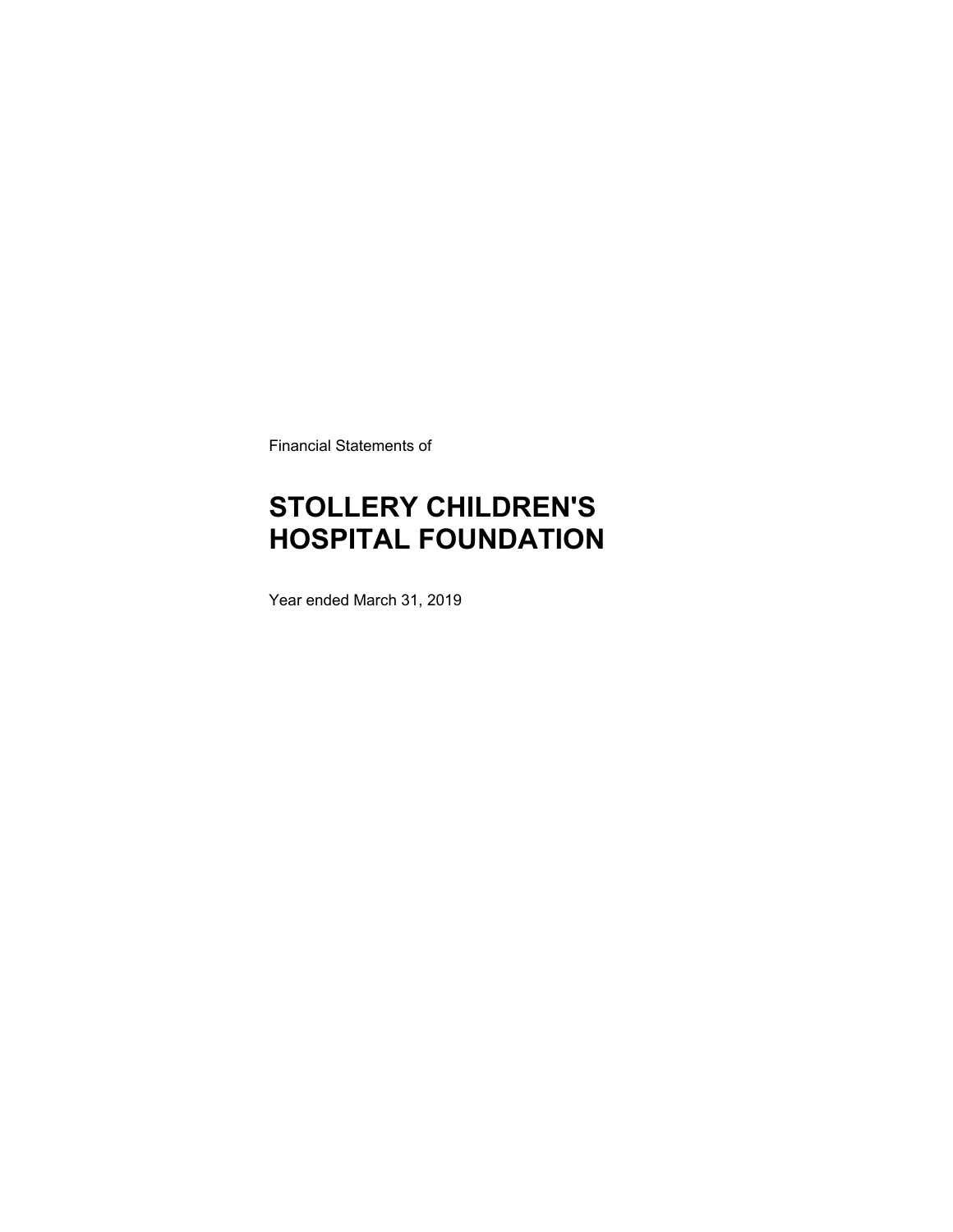Financial Statements of

# STOLLERY CHILDREN'S HOSPITAL FOUNDATION

Year ended March 31, 2019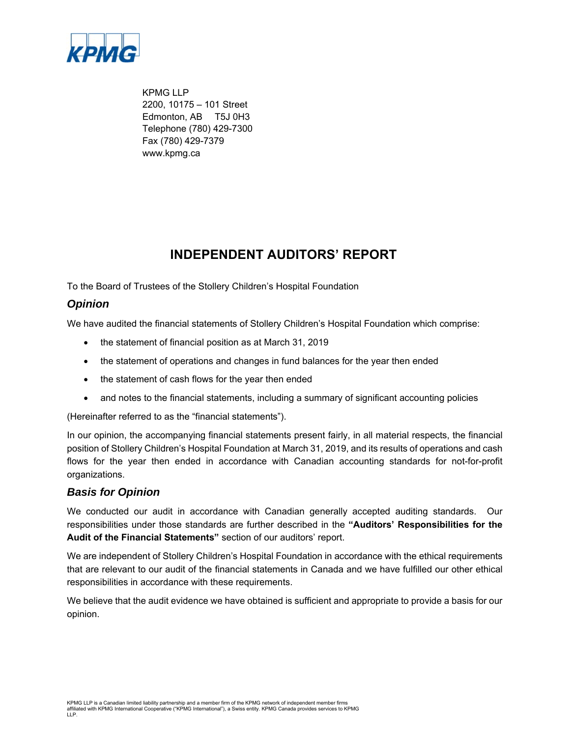KPMG LLP
2200, 10175 – 101 Street
Edmonton, AB T5J 0H3
Telephone (780) 429-7300
Fax (780) 429-7379
www.kpmg.ca

# INDEPENDENT AUDITORS' REPORT

To the Board of Trustees of the Stollery Children's Hospital Foundation

## *Opinion*

We have audited the financial statements of Stollery Children's Hospital Foundation which comprise:

- the statement of financial position as at March 31, 2019
- the statement of operations and changes in fund balances for the year then ended
- the statement of cash flows for the year then ended
- and notes to the financial statements, including a summary of significant accounting policies

(Hereinafter referred to as the "financial statements").

In our opinion, the accompanying financial statements present fairly, in all material respects, the financial position of Stollery Children's Hospital Foundation at March 31, 2019, and its results of operations and cash flows for the year then ended in accordance with Canadian accounting standards for not-for-profit organizations.

## *Basis for Opinion*

We conducted our audit in accordance with Canadian generally accepted auditing standards. Our responsibilities under those standards are further described in the **"Auditors' Responsibilities for the Audit of the Financial Statements"** section of our auditors' report.

We are independent of Stollery Children's Hospital Foundation in accordance with the ethical requirements that are relevant to our audit of the financial statements in Canada and we have fulfilled our other ethical responsibilities in accordance with these requirements.

We believe that the audit evidence we have obtained is sufficient and appropriate to provide a basis for our opinion.

KPMG LLP is a Canadian limited liability partnership and a member firm of the KPMG network of independent member firms affiliated with KPMG International Cooperative ("KPMG International"), a Swiss entity. KPMG Canada provides services to KPMG LLP.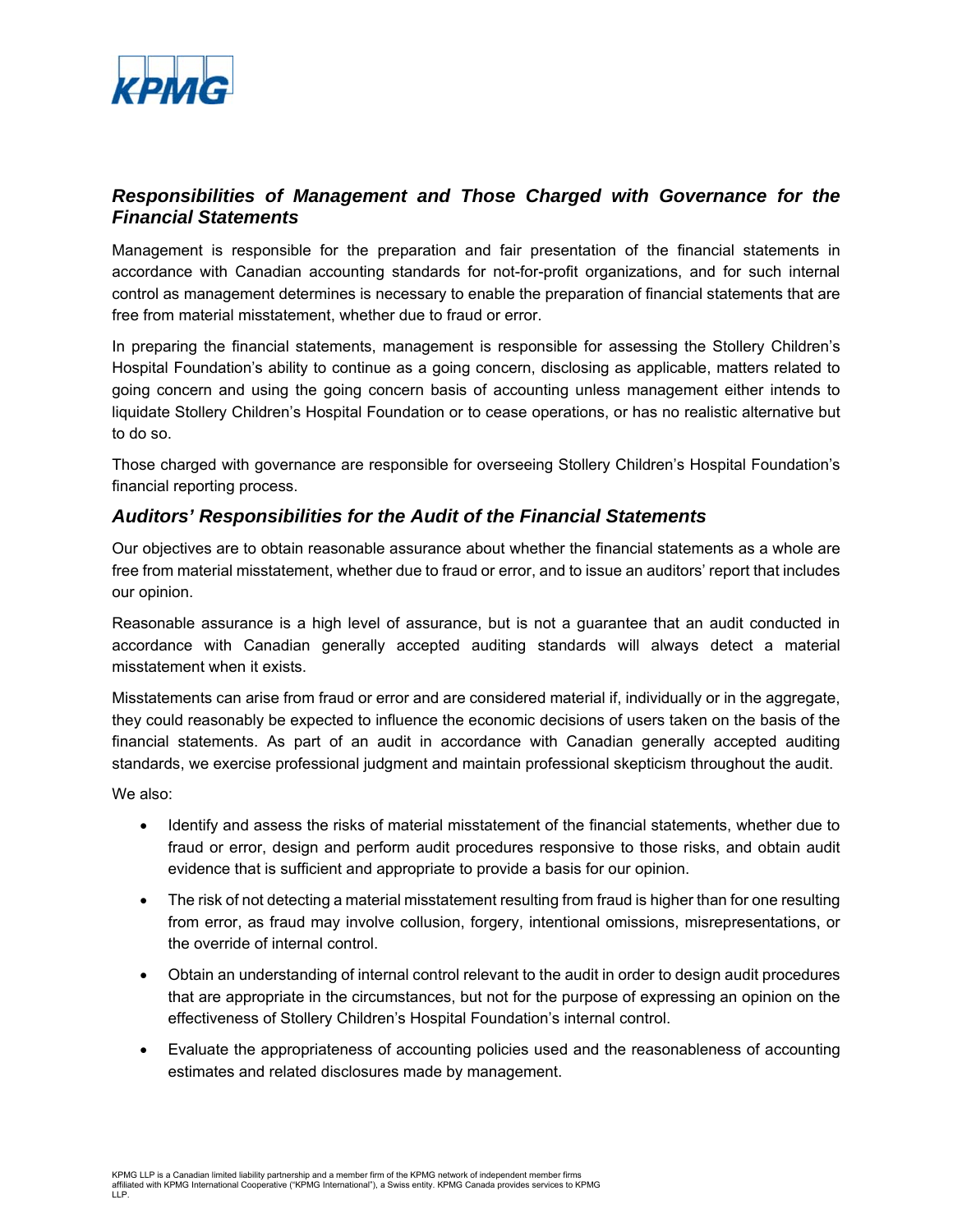### *Responsibilities of Management and Those Charged with Governance for the Financial Statements*

Management is responsible for the preparation and fair presentation of the financial statements in accordance with Canadian accounting standards for not-for-profit organizations, and for such internal control as management determines is necessary to enable the preparation of financial statements that are free from material misstatement, whether due to fraud or error.

In preparing the financial statements, management is responsible for assessing the Stollery Children's Hospital Foundation's ability to continue as a going concern, disclosing as applicable, matters related to going concern and using the going concern basis of accounting unless management either intends to liquidate Stollery Children's Hospital Foundation or to cease operations, or has no realistic alternative but to do so.

Those charged with governance are responsible for overseeing Stollery Children's Hospital Foundation's financial reporting process.

### *Auditors' Responsibilities for the Audit of the Financial Statements*

Our objectives are to obtain reasonable assurance about whether the financial statements as a whole are free from material misstatement, whether due to fraud or error, and to issue an auditors' report that includes our opinion.

Reasonable assurance is a high level of assurance, but is not a guarantee that an audit conducted in accordance with Canadian generally accepted auditing standards will always detect a material misstatement when it exists.

Misstatements can arise from fraud or error and are considered material if, individually or in the aggregate, they could reasonably be expected to influence the economic decisions of users taken on the basis of the financial statements. As part of an audit in accordance with Canadian generally accepted auditing standards, we exercise professional judgment and maintain professional skepticism throughout the audit.

We also:

- Identify and assess the risks of material misstatement of the financial statements, whether due to fraud or error, design and perform audit procedures responsive to those risks, and obtain audit evidence that is sufficient and appropriate to provide a basis for our opinion.
- The risk of not detecting a material misstatement resulting from fraud is higher than for one resulting from error, as fraud may involve collusion, forgery, intentional omissions, misrepresentations, or the override of internal control.
- Obtain an understanding of internal control relevant to the audit in order to design audit procedures that are appropriate in the circumstances, but not for the purpose of expressing an opinion on the effectiveness of Stollery Children's Hospital Foundation's internal control.
- Evaluate the appropriateness of accounting policies used and the reasonableness of accounting estimates and related disclosures made by management.

KPMG LLP is a Canadian limited liability partnership and a member firm of the KPMG network of independent member firms affiliated with KPMG International Cooperative ("KPMG International"), a Swiss entity. KPMG Canada provides services to KPMG LLP.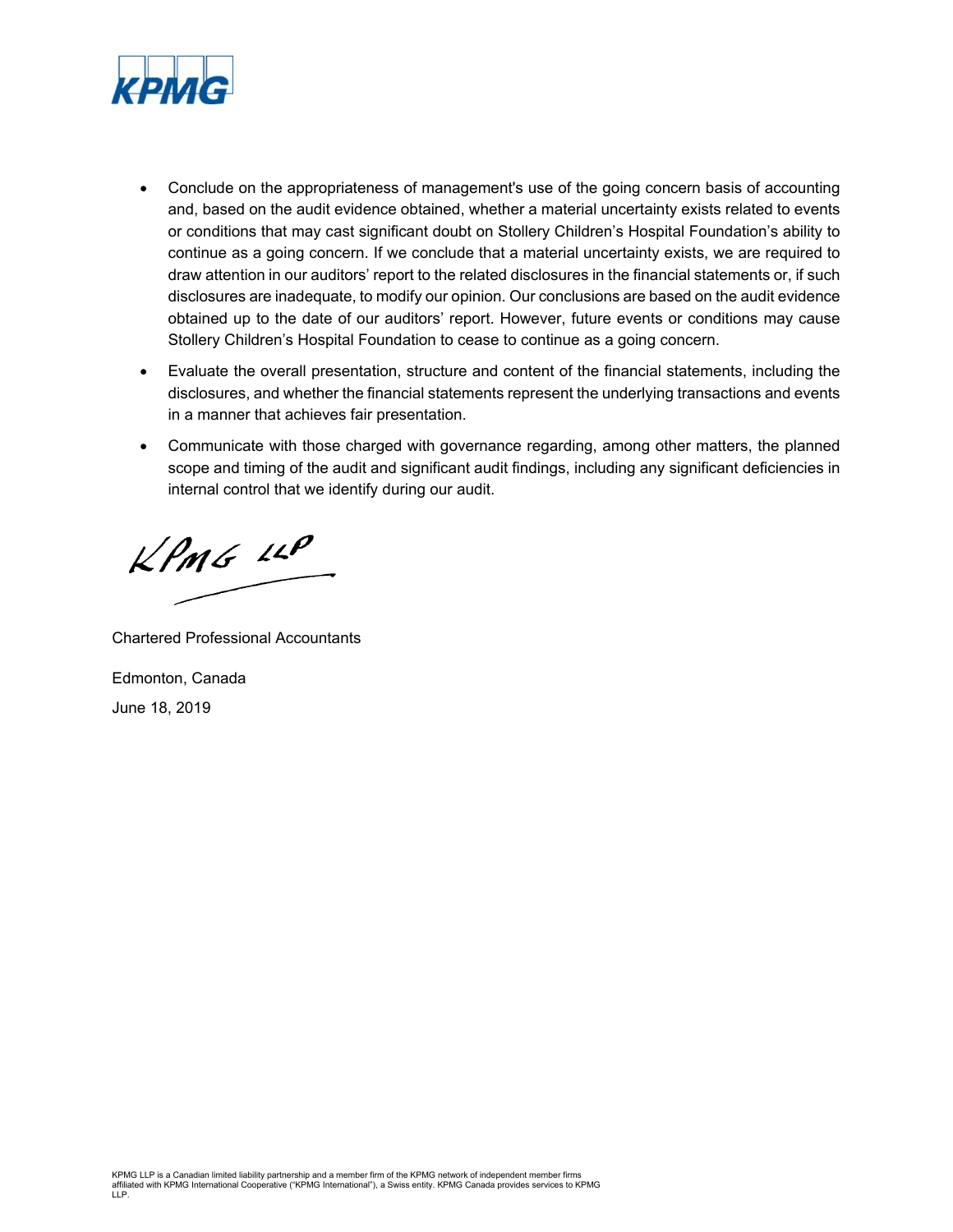- Conclude on the appropriateness of management's use of the going concern basis of accounting and, based on the audit evidence obtained, whether a material uncertainty exists related to events or conditions that may cast significant doubt on Stollery Children's Hospital Foundation's ability to continue as a going concern. If we conclude that a material uncertainty exists, we are required to draw attention in our auditors' report to the related disclosures in the financial statements or, if such disclosures are inadequate, to modify our opinion. Our conclusions are based on the audit evidence obtained up to the date of our auditors' report. However, future events or conditions may cause Stollery Children's Hospital Foundation to cease to continue as a going concern.
- Evaluate the overall presentation, structure and content of the financial statements, including the disclosures, and whether the financial statements represent the underlying transactions and events in a manner that achieves fair presentation.
- Communicate with those charged with governance regarding, among other matters, the planned scope and timing of the audit and significant audit findings, including any significant deficiencies in internal control that we identify during our audit.

KPMG LLP

Chartered Professional Accountants

Edmonton, Canada

June 18, 2019

KPMG LLP is a Canadian limited liability partnership and a member firm of the KPMG network of independent member firms affiliated with KPMG International Cooperative ("KPMG International"), a Swiss entity. KPMG Canada provides services to KPMG LLP.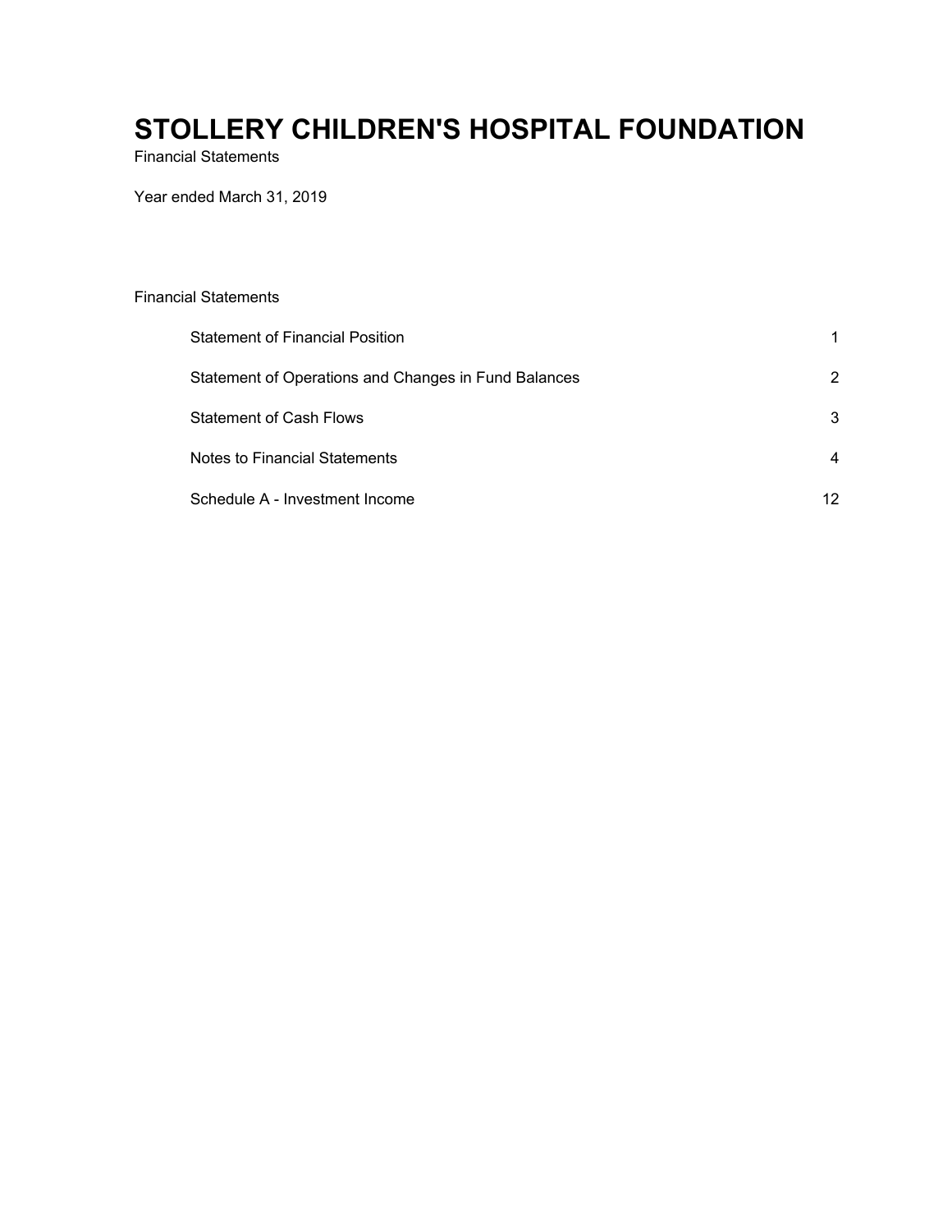# STOLLERY CHILDREN'S HOSPITAL FOUNDATION

Financial Statements

Year ended March 31, 2019

Financial Statements

| | |
|---|---|
| Statement of Financial Position | 1 |
| Statement of Operations and Changes in Fund Balances | 2 |
| Statement of Cash Flows | 3 |
| Notes to Financial Statements | 4 |
| Schedule A - Investment Income | 12 |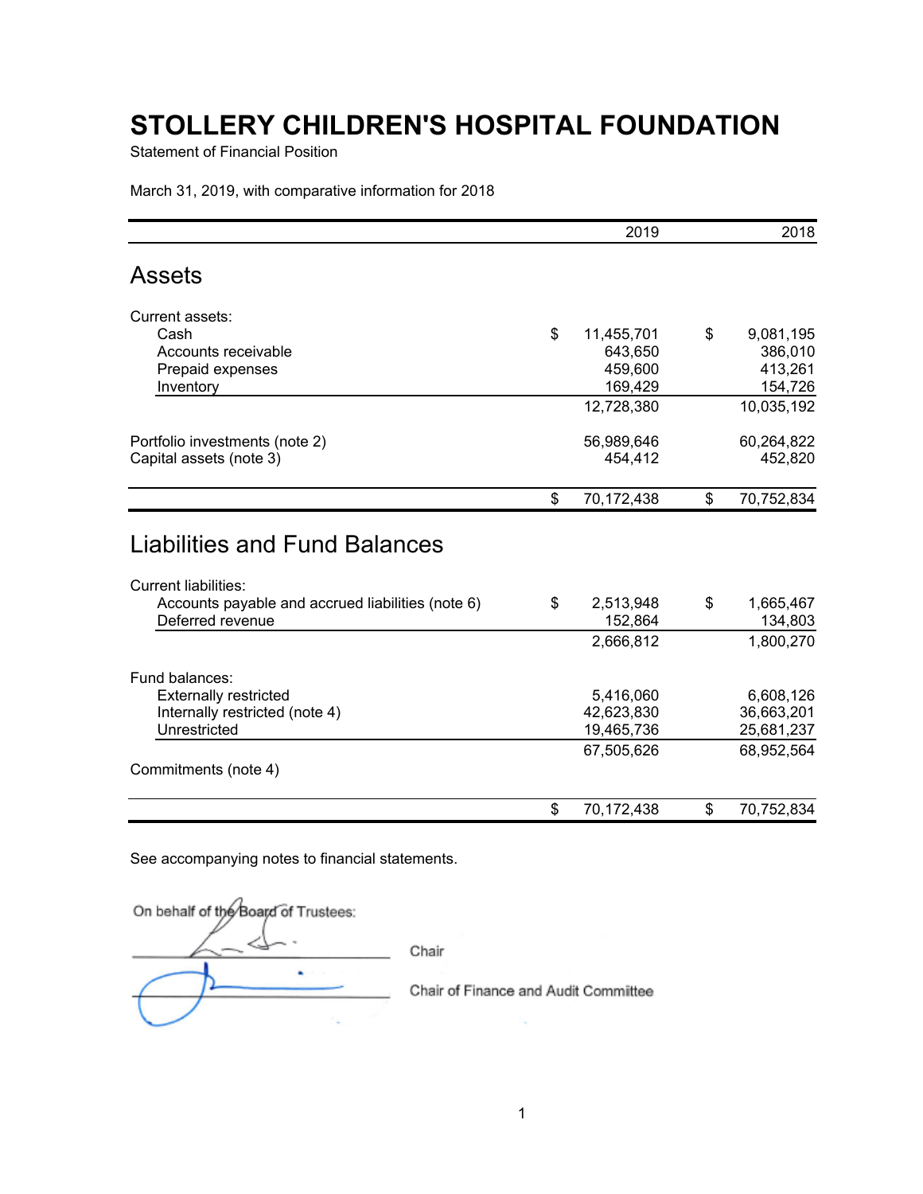# STOLLERY CHILDREN'S HOSPITAL FOUNDATION

Statement of Financial Position

March 31, 2019, with comparative information for 2018

| | 2019 | 2018 |
|---|---|---|
| **Assets** | | |
| Current assets: | | |
| Cash | $ 11,455,701 | $ 9,081,195 |
| Accounts receivable | 643,650 | 386,010 |
| Prepaid expenses | 459,600 | 413,261 |
| Inventory | 169,429 | 154,726 |
| | 12,728,380 | 10,035,192 |
| Portfolio investments (note 2) | 56,989,646 | 60,264,822 |
| Capital assets (note 3) | 454,412 | 452,820 |
| | $ 70,172,438 | $ 70,752,834 |
| **Liabilities and Fund Balances** | | |
| Current liabilities: | | |
| Accounts payable and accrued liabilities (note 6) | $ 2,513,948 | $ 1,665,467 |
| Deferred revenue | 152,864 | 134,803 |
| | 2,666,812 | 1,800,270 |
| Fund balances: | | |
| Externally restricted | 5,416,060 | 6,608,126 |
| Internally restricted (note 4) | 42,623,830 | 36,663,201 |
| Unrestricted | 19,465,736 | 25,681,237 |
| | 67,505,626 | 68,952,564 |
| Commitments (note 4) | | |
| | $ 70,172,438 | $ 70,752,834 |

See accompanying notes to financial statements.

On behalf of the Board of Trustees:

_______________________ Chair

_______________________ Chair of Finance and Audit Committee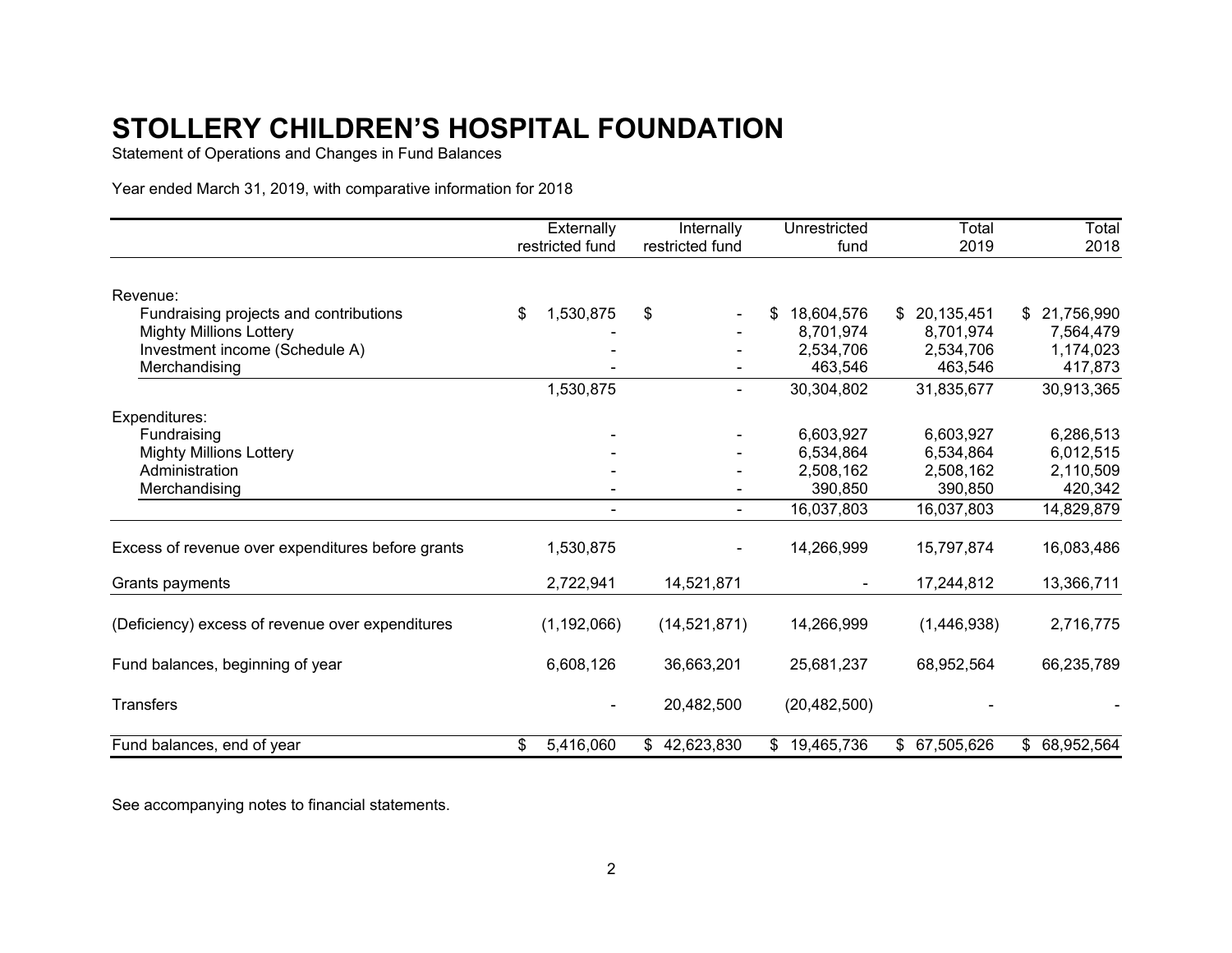# STOLLERY CHILDREN'S HOSPITAL FOUNDATION

Statement of Operations and Changes in Fund Balances

Year ended March 31, 2019, with comparative information for 2018

| | Externally restricted fund | Internally restricted fund | Unrestricted fund | Total 2019 | Total 2018 |
|---|---|---|---|---|---|
| Revenue: | | | | | |
| Fundraising projects and contributions | $ 1,530,875 | $ - | $ 18,604,576 | $ 20,135,451 | $ 21,756,990 |
| Mighty Millions Lottery | - | - | 8,701,974 | 8,701,974 | 7,564,479 |
| Investment income (Schedule A) | - | - | 2,534,706 | 2,534,706 | 1,174,023 |
| Merchandising | - | - | 463,546 | 463,546 | 417,873 |
| | 1,530,875 | - | 30,304,802 | 31,835,677 | 30,913,365 |
| Expenditures: | | | | | |
| Fundraising | - | - | 6,603,927 | 6,603,927 | 6,286,513 |
| Mighty Millions Lottery | - | - | 6,534,864 | 6,534,864 | 6,012,515 |
| Administration | - | - | 2,508,162 | 2,508,162 | 2,110,509 |
| Merchandising | - | - | 390,850 | 390,850 | 420,342 |
| | - | - | 16,037,803 | 16,037,803 | 14,829,879 |
| Excess of revenue over expenditures before grants | 1,530,875 | - | 14,266,999 | 15,797,874 | 16,083,486 |
| Grants payments | 2,722,941 | 14,521,871 | - | 17,244,812 | 13,366,711 |
| (Deficiency) excess of revenue over expenditures | (1,192,066) | (14,521,871) | 14,266,999 | (1,446,938) | 2,716,775 |
| Fund balances, beginning of year | 6,608,126 | 36,663,201 | 25,681,237 | 68,952,564 | 66,235,789 |
| Transfers | - | 20,482,500 | (20,482,500) | - | - |
| Fund balances, end of year | $ 5,416,060 | $ 42,623,830 | $ 19,465,736 | $ 67,505,626 | $ 68,952,564 |

See accompanying notes to financial statements.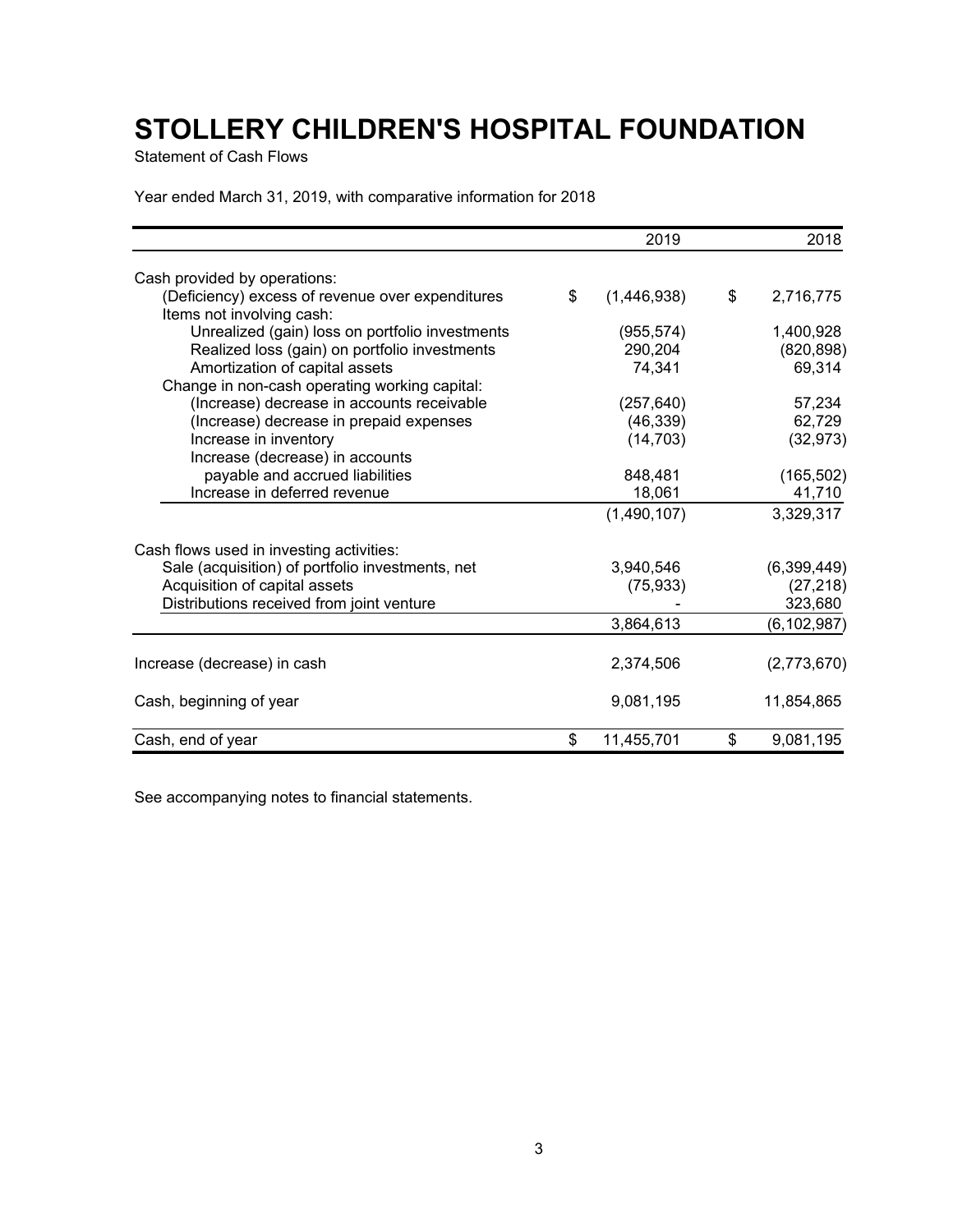# STOLLERY CHILDREN'S HOSPITAL FOUNDATION

Statement of Cash Flows

Year ended March 31, 2019, with comparative information for 2018

| | 2019 | 2018 |
|---|---|---|
| Cash provided by operations: | | |
| (Deficiency) excess of revenue over expenditures | $ (1,446,938) | $ 2,716,775 |
| Items not involving cash: | | |
| Unrealized (gain) loss on portfolio investments | (955,574) | 1,400,928 |
| Realized loss (gain) on portfolio investments | 290,204 | (820,898) |
| Amortization of capital assets | 74,341 | 69,314 |
| Change in non-cash operating working capital: | | |
| (Increase) decrease in accounts receivable | (257,640) | 57,234 |
| (Increase) decrease in prepaid expenses | (46,339) | 62,729 |
| Increase in inventory | (14,703) | (32,973) |
| Increase (decrease) in accounts payable and accrued liabilities | 848,481 | (165,502) |
| Increase in deferred revenue | 18,061 | 41,710 |
| | (1,490,107) | 3,329,317 |
| Cash flows used in investing activities: | | |
| Sale (acquisition) of portfolio investments, net | 3,940,546 | (6,399,449) |
| Acquisition of capital assets | (75,933) | (27,218) |
| Distributions received from joint venture | - | 323,680 |
| | 3,864,613 | (6,102,987) |
| Increase (decrease) in cash | 2,374,506 | (2,773,670) |
| Cash, beginning of year | 9,081,195 | 11,854,865 |
| Cash, end of year | $ 11,455,701 | $ 9,081,195 |

See accompanying notes to financial statements.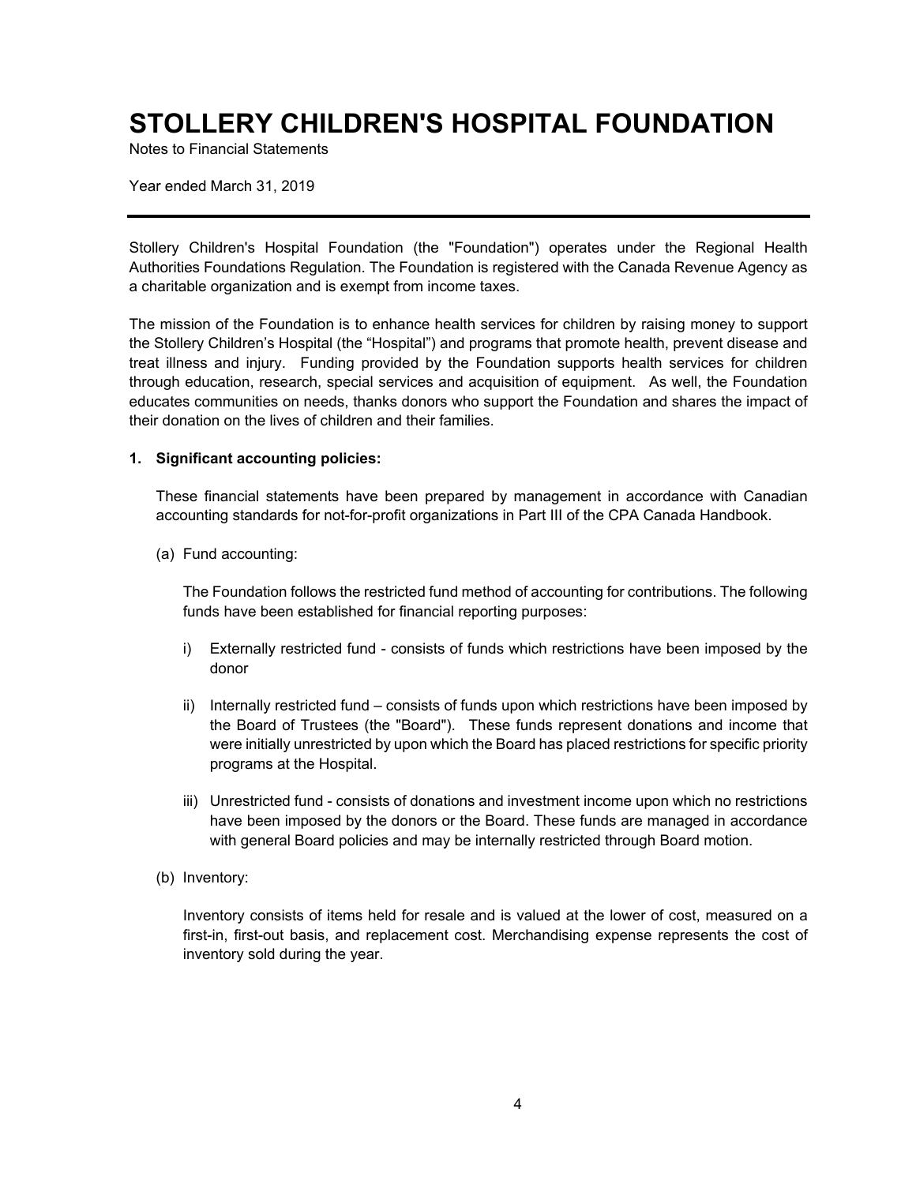# STOLLERY CHILDREN'S HOSPITAL FOUNDATION

Notes to Financial Statements

Year ended March 31, 2019

---

Stollery Children's Hospital Foundation (the "Foundation") operates under the Regional Health Authorities Foundations Regulation. The Foundation is registered with the Canada Revenue Agency as a charitable organization and is exempt from income taxes.

The mission of the Foundation is to enhance health services for children by raising money to support the Stollery Children's Hospital (the "Hospital") and programs that promote health, prevent disease and treat illness and injury. Funding provided by the Foundation supports health services for children through education, research, special services and acquisition of equipment. As well, the Foundation educates communities on needs, thanks donors who support the Foundation and shares the impact of their donation on the lives of children and their families.

**1. Significant accounting policies:**

These financial statements have been prepared by management in accordance with Canadian accounting standards for not-for-profit organizations in Part III of the CPA Canada Handbook.

(a) Fund accounting:

The Foundation follows the restricted fund method of accounting for contributions. The following funds have been established for financial reporting purposes:

i) Externally restricted fund - consists of funds which restrictions have been imposed by the donor

ii) Internally restricted fund – consists of funds upon which restrictions have been imposed by the Board of Trustees (the "Board"). These funds represent donations and income that were initially unrestricted by upon which the Board has placed restrictions for specific priority programs at the Hospital.

iii) Unrestricted fund - consists of donations and investment income upon which no restrictions have been imposed by the donors or the Board. These funds are managed in accordance with general Board policies and may be internally restricted through Board motion.

(b) Inventory:

Inventory consists of items held for resale and is valued at the lower of cost, measured on a first-in, first-out basis, and replacement cost. Merchandising expense represents the cost of inventory sold during the year.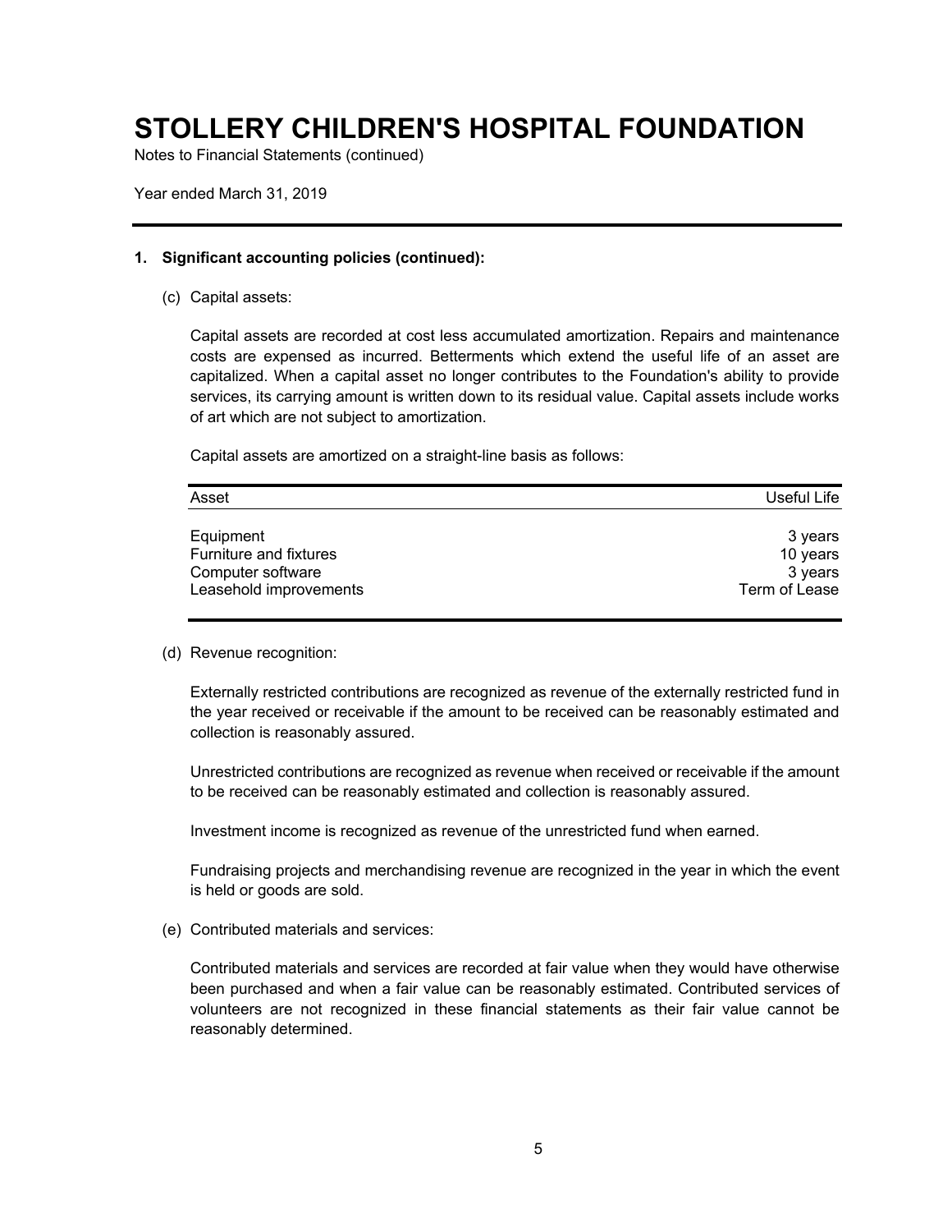# STOLLERY CHILDREN'S HOSPITAL FOUNDATION

Notes to Financial Statements (continued)

Year ended March 31, 2019

**1. Significant accounting policies (continued):**

(c) Capital assets:

Capital assets are recorded at cost less accumulated amortization. Repairs and maintenance costs are expensed as incurred. Betterments which extend the useful life of an asset are capitalized. When a capital asset no longer contributes to the Foundation's ability to provide services, its carrying amount is written down to its residual value. Capital assets include works of art which are not subject to amortization.

Capital assets are amortized on a straight-line basis as follows:

| Asset | Useful Life |
|---|---|
| Equipment | 3 years |
| Furniture and fixtures | 10 years |
| Computer software | 3 years |
| Leasehold improvements | Term of Lease |

(d) Revenue recognition:

Externally restricted contributions are recognized as revenue of the externally restricted fund in the year received or receivable if the amount to be received can be reasonably estimated and collection is reasonably assured.

Unrestricted contributions are recognized as revenue when received or receivable if the amount to be received can be reasonably estimated and collection is reasonably assured.

Investment income is recognized as revenue of the unrestricted fund when earned.

Fundraising projects and merchandising revenue are recognized in the year in which the event is held or goods are sold.

(e) Contributed materials and services:

Contributed materials and services are recorded at fair value when they would have otherwise been purchased and when a fair value can be reasonably estimated. Contributed services of volunteers are not recognized in these financial statements as their fair value cannot be reasonably determined.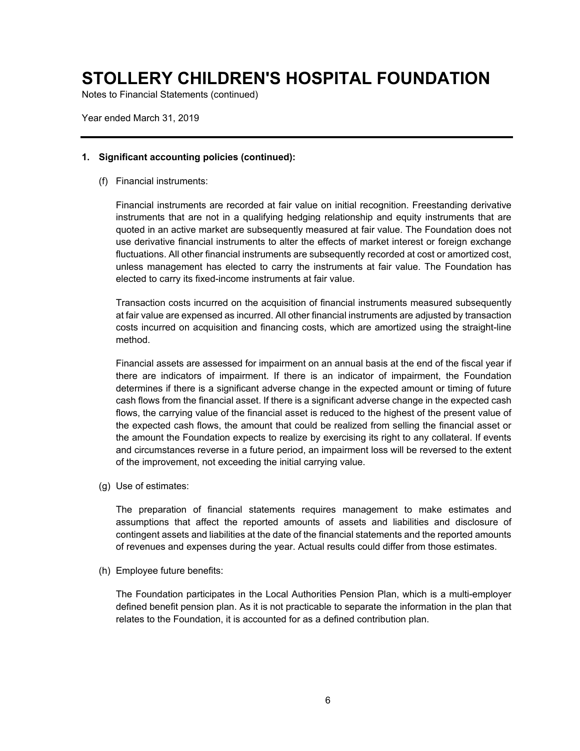# STOLLERY CHILDREN'S HOSPITAL FOUNDATION

Notes to Financial Statements (continued)

Year ended March 31, 2019

**1. Significant accounting policies (continued):**

(f) Financial instruments:

Financial instruments are recorded at fair value on initial recognition. Freestanding derivative instruments that are not in a qualifying hedging relationship and equity instruments that are quoted in an active market are subsequently measured at fair value. The Foundation does not use derivative financial instruments to alter the effects of market interest or foreign exchange fluctuations. All other financial instruments are subsequently recorded at cost or amortized cost, unless management has elected to carry the instruments at fair value. The Foundation has elected to carry its fixed-income instruments at fair value.

Transaction costs incurred on the acquisition of financial instruments measured subsequently at fair value are expensed as incurred. All other financial instruments are adjusted by transaction costs incurred on acquisition and financing costs, which are amortized using the straight-line method.

Financial assets are assessed for impairment on an annual basis at the end of the fiscal year if there are indicators of impairment. If there is an indicator of impairment, the Foundation determines if there is a significant adverse change in the expected amount or timing of future cash flows from the financial asset. If there is a significant adverse change in the expected cash flows, the carrying value of the financial asset is reduced to the highest of the present value of the expected cash flows, the amount that could be realized from selling the financial asset or the amount the Foundation expects to realize by exercising its right to any collateral. If events and circumstances reverse in a future period, an impairment loss will be reversed to the extent of the improvement, not exceeding the initial carrying value.

(g) Use of estimates:

The preparation of financial statements requires management to make estimates and assumptions that affect the reported amounts of assets and liabilities and disclosure of contingent assets and liabilities at the date of the financial statements and the reported amounts of revenues and expenses during the year. Actual results could differ from those estimates.

(h) Employee future benefits:

The Foundation participates in the Local Authorities Pension Plan, which is a multi-employer defined benefit pension plan. As it is not practicable to separate the information in the plan that relates to the Foundation, it is accounted for as a defined contribution plan.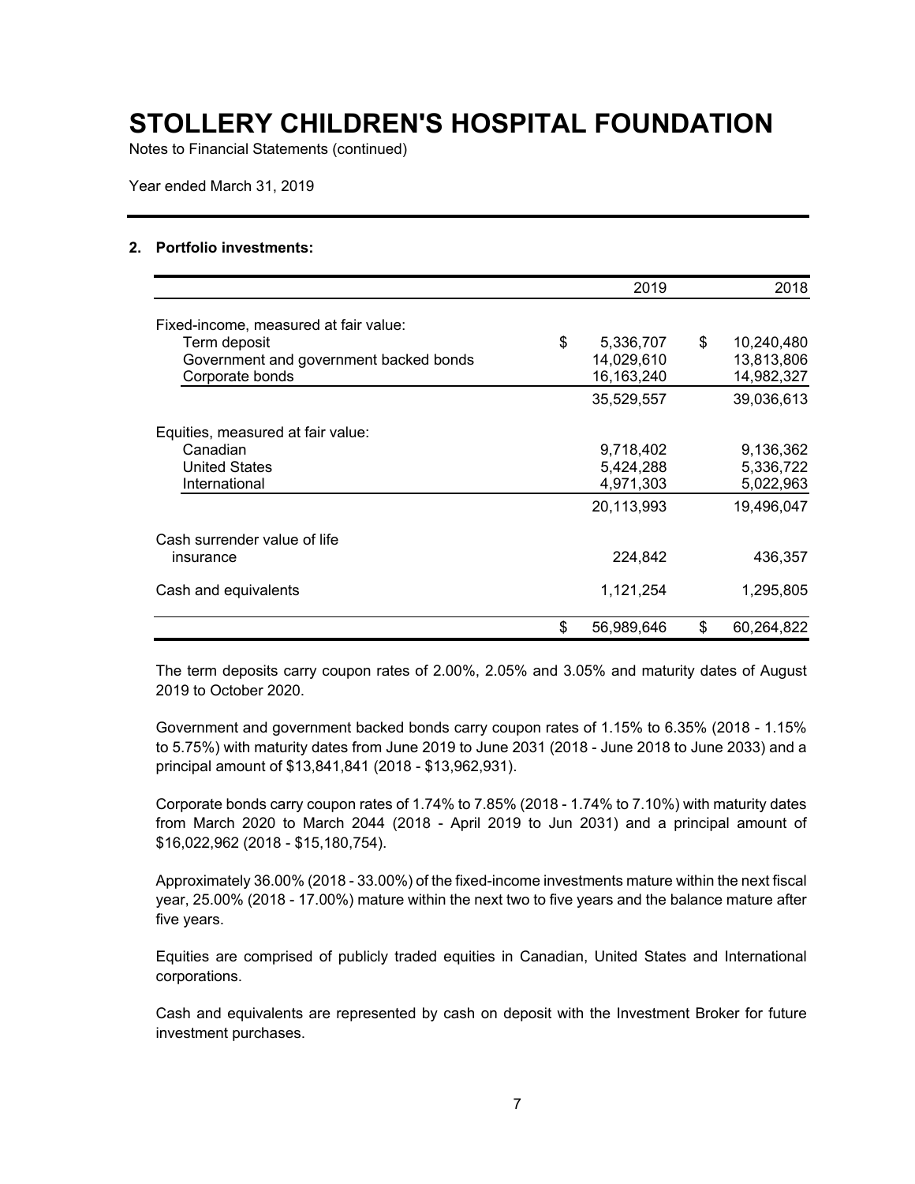# STOLLERY CHILDREN'S HOSPITAL FOUNDATION

Notes to Financial Statements (continued)

Year ended March 31, 2019

## 2. Portfolio investments:

| | 2019 | 2018 |
|---|---|---|
| Fixed-income, measured at fair value: | | |
| Term deposit | $ 5,336,707 | $ 10,240,480 |
| Government and government backed bonds | 14,029,610 | 13,813,806 |
| Corporate bonds | 16,163,240 | 14,982,327 |
| | 35,529,557 | 39,036,613 |
| Equities, measured at fair value: | | |
| Canadian | 9,718,402 | 9,136,362 |
| United States | 5,424,288 | 5,336,722 |
| International | 4,971,303 | 5,022,963 |
| | 20,113,993 | 19,496,047 |
| Cash surrender value of life insurance | 224,842 | 436,357 |
| Cash and equivalents | 1,121,254 | 1,295,805 |
| | $ 56,989,646 | $ 60,264,822 |

The term deposits carry coupon rates of 2.00%, 2.05% and 3.05% and maturity dates of August 2019 to October 2020.

Government and government backed bonds carry coupon rates of 1.15% to 6.35% (2018 - 1.15% to 5.75%) with maturity dates from June 2019 to June 2031 (2018 - June 2018 to June 2033) and a principal amount of $13,841,841 (2018 - $13,962,931).

Corporate bonds carry coupon rates of 1.74% to 7.85% (2018 - 1.74% to 7.10%) with maturity dates from March 2020 to March 2044 (2018 - April 2019 to Jun 2031) and a principal amount of $16,022,962 (2018 - $15,180,754).

Approximately 36.00% (2018 - 33.00%) of the fixed-income investments mature within the next fiscal year, 25.00% (2018 - 17.00%) mature within the next two to five years and the balance mature after five years.

Equities are comprised of publicly traded equities in Canadian, United States and International corporations.

Cash and equivalents are represented by cash on deposit with the Investment Broker for future investment purchases.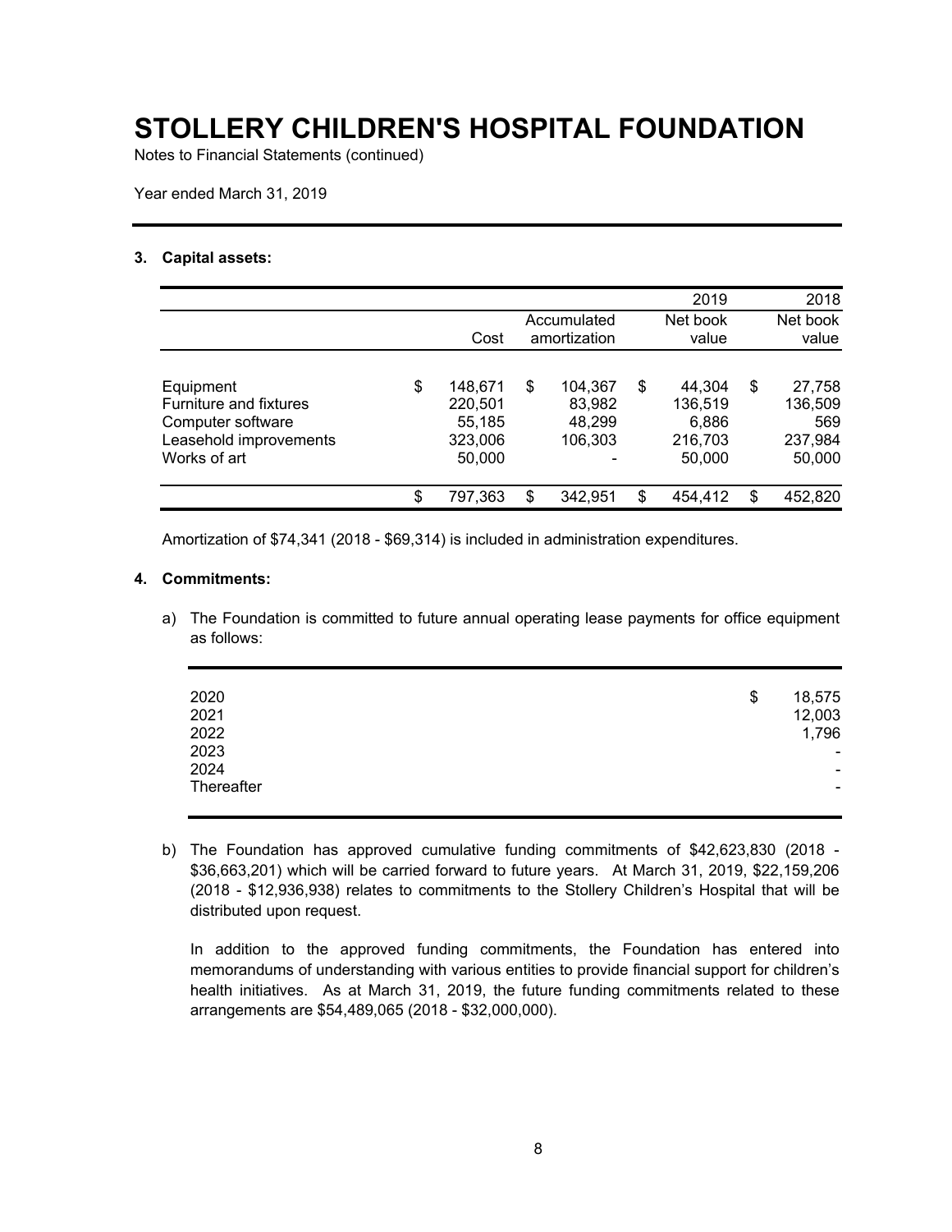# STOLLERY CHILDREN'S HOSPITAL FOUNDATION

Notes to Financial Statements (continued)

Year ended March 31, 2019

### 3. Capital assets:

| | Cost | Accumulated amortization | 2019 Net book value | 2018 Net book value |
|---|---|---|---|---|
| Equipment | $ 148,671 | $ 104,367 | $ 44,304 | $ 27,758 |
| Furniture and fixtures | 220,501 | 83,982 | 136,519 | 136,509 |
| Computer software | 55,185 | 48,299 | 6,886 | 569 |
| Leasehold improvements | 323,006 | 106,303 | 216,703 | 237,984 |
| Works of art | 50,000 | - | 50,000 | 50,000 |
| | $ 797,363 | $ 342,951 | $ 454,412 | $ 452,820 |

Amortization of $74,341 (2018 - $69,314) is included in administration expenditures.

### 4. Commitments:

a) The Foundation is committed to future annual operating lease payments for office equipment as follows:

| | |
|---|---|
| 2020 | $ 18,575 |
| 2021 | 12,003 |
| 2022 | 1,796 |
| 2023 | - |
| 2024 | - |
| Thereafter | - |

b) The Foundation has approved cumulative funding commitments of $42,623,830 (2018 - $36,663,201) which will be carried forward to future years. At March 31, 2019, $22,159,206 (2018 - $12,936,938) relates to commitments to the Stollery Children's Hospital that will be distributed upon request.

In addition to the approved funding commitments, the Foundation has entered into memorandums of understanding with various entities to provide financial support for children's health initiatives. As at March 31, 2019, the future funding commitments related to these arrangements are $54,489,065 (2018 - $32,000,000).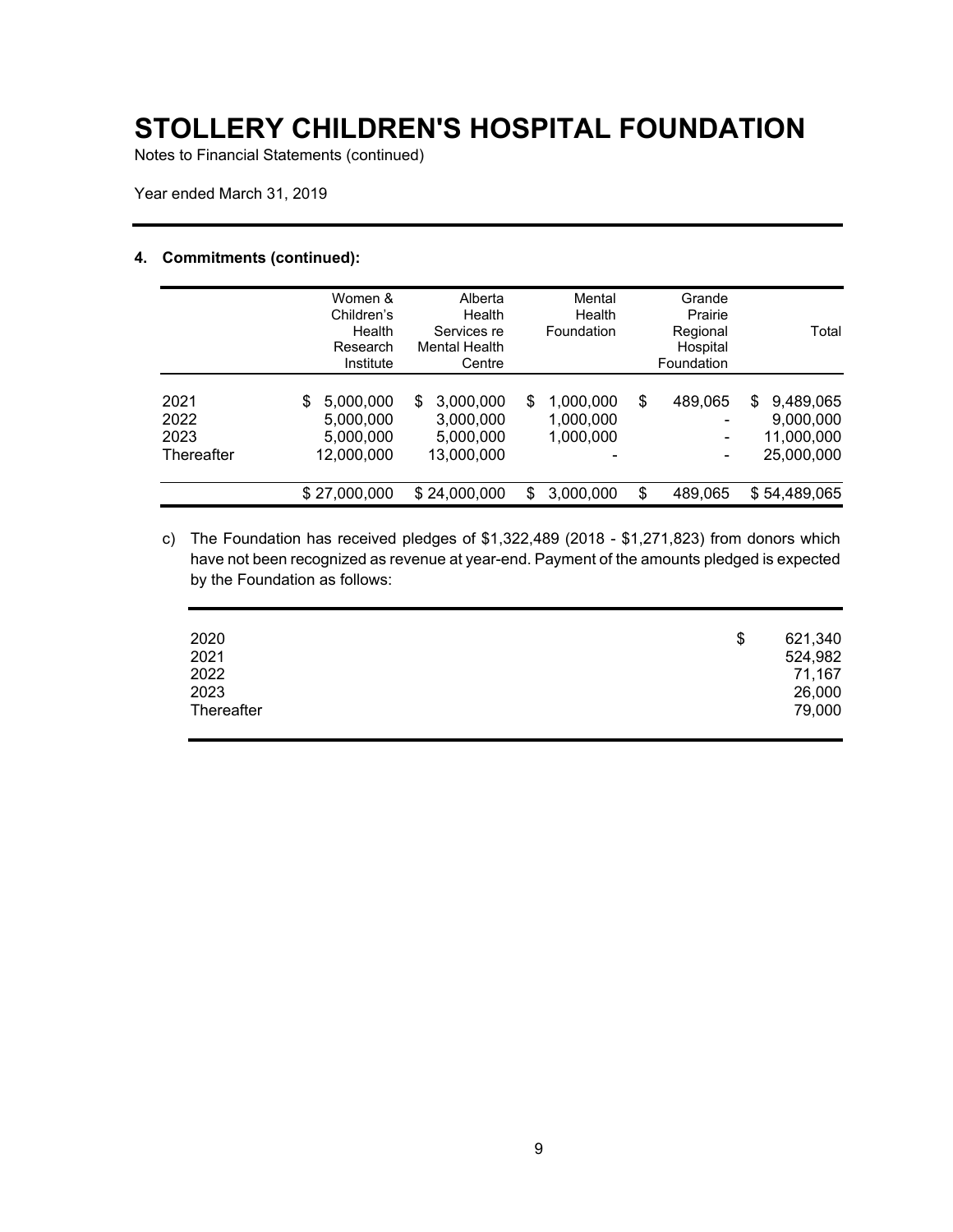# STOLLERY CHILDREN'S HOSPITAL FOUNDATION

Notes to Financial Statements (continued)

Year ended March 31, 2019

## 4. Commitments (continued):

| | Women & Children's Health Research Institute | Alberta Health Services re Mental Health Centre | Mental Health Foundation | Grande Prairie Regional Hospital Foundation | Total |
|---|---|---|---|---|---|
| 2021 | $ 5,000,000 | $ 3,000,000 | $ 1,000,000 | $ 489,065 | $ 9,489,065 |
| 2022 | 5,000,000 | 3,000,000 | 1,000,000 | - | 9,000,000 |
| 2023 | 5,000,000 | 5,000,000 | 1,000,000 | - | 11,000,000 |
| Thereafter | 12,000,000 | 13,000,000 | - | - | 25,000,000 |
| | $ 27,000,000 | $ 24,000,000 | $ 3,000,000 | $ 489,065 | $ 54,489,065 |

c) The Foundation has received pledges of $1,322,489 (2018 - $1,271,823) from donors which have not been recognized as revenue at year-end. Payment of the amounts pledged is expected by the Foundation as follows:

| | |
|---|---|
| 2020 | $ 621,340 |
| 2021 | 524,982 |
| 2022 | 71,167 |
| 2023 | 26,000 |
| Thereafter | 79,000 |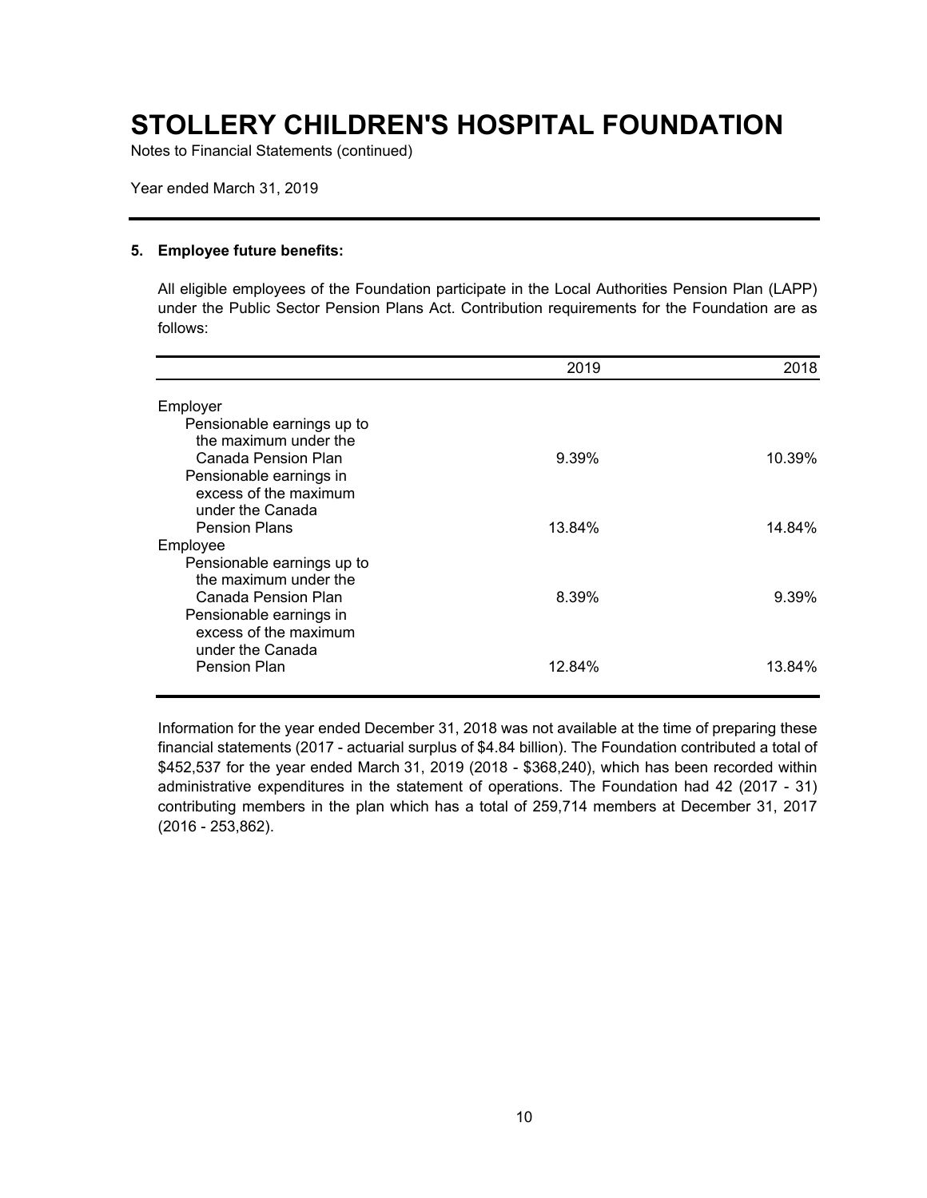# STOLLERY CHILDREN'S HOSPITAL FOUNDATION

Notes to Financial Statements (continued)

Year ended March 31, 2019

### 5. Employee future benefits:

All eligible employees of the Foundation participate in the Local Authorities Pension Plan (LAPP) under the Public Sector Pension Plans Act. Contribution requirements for the Foundation are as follows:

| | 2019 | 2018 |
|---|---|---|
| Employer | | |
| Pensionable earnings up to the maximum under the Canada Pension Plan | 9.39% | 10.39% |
| Pensionable earnings in excess of the maximum under the Canada Pension Plans | 13.84% | 14.84% |
| Employee | | |
| Pensionable earnings up to the maximum under the Canada Pension Plan | 8.39% | 9.39% |
| Pensionable earnings in excess of the maximum under the Canada Pension Plan | 12.84% | 13.84% |

Information for the year ended December 31, 2018 was not available at the time of preparing these financial statements (2017 - actuarial surplus of $4.84 billion). The Foundation contributed a total of $452,537 for the year ended March 31, 2019 (2018 - $368,240), which has been recorded within administrative expenditures in the statement of operations. The Foundation had 42 (2017 - 31) contributing members in the plan which has a total of 259,714 members at December 31, 2017 (2016 - 253,862).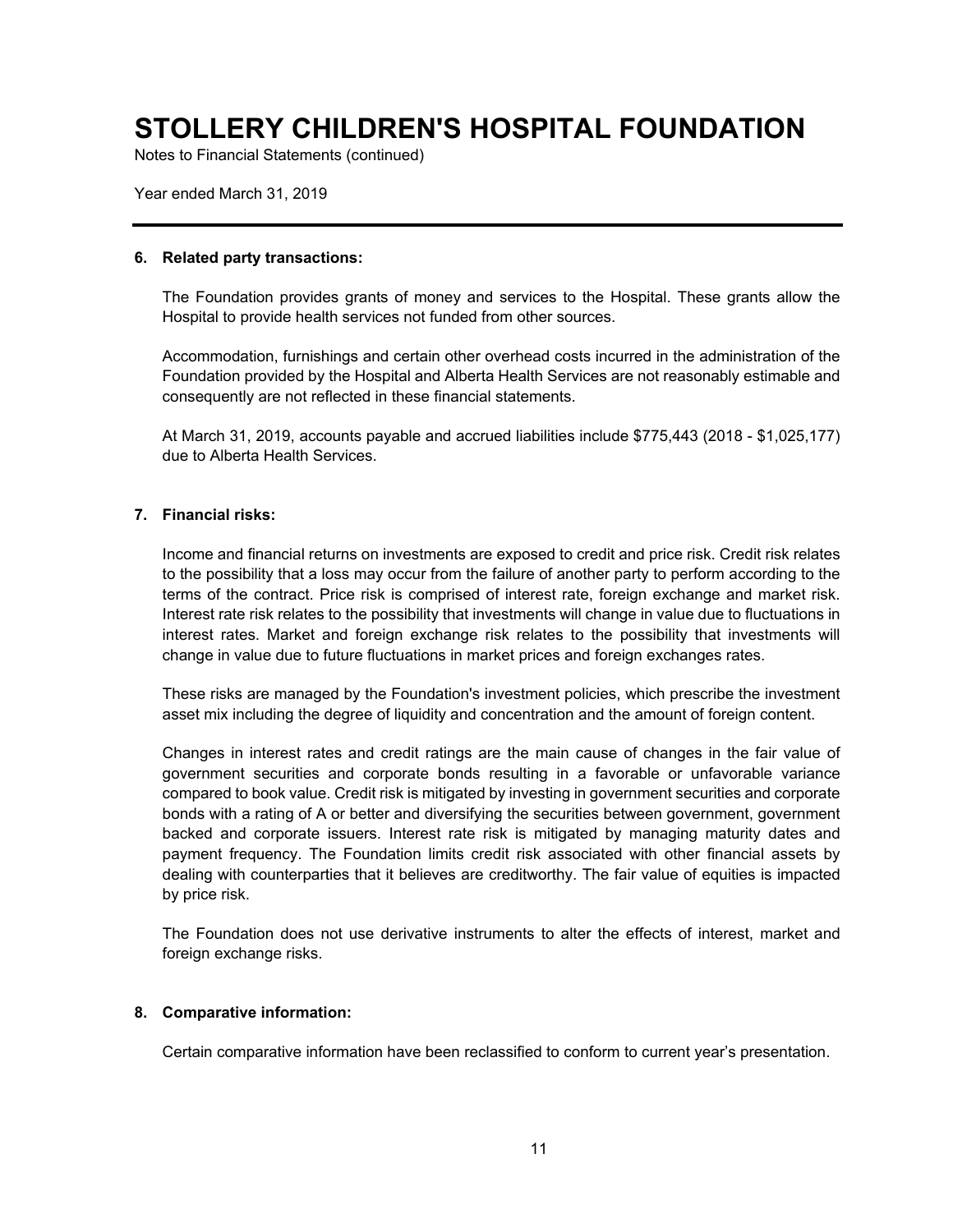# STOLLERY CHILDREN'S HOSPITAL FOUNDATION

Notes to Financial Statements (continued)

Year ended March 31, 2019

## 6. Related party transactions:

The Foundation provides grants of money and services to the Hospital. These grants allow the Hospital to provide health services not funded from other sources.

Accommodation, furnishings and certain other overhead costs incurred in the administration of the Foundation provided by the Hospital and Alberta Health Services are not reasonably estimable and consequently are not reflected in these financial statements.

At March 31, 2019, accounts payable and accrued liabilities include $775,443 (2018 - $1,025,177) due to Alberta Health Services.

## 7. Financial risks:

Income and financial returns on investments are exposed to credit and price risk. Credit risk relates to the possibility that a loss may occur from the failure of another party to perform according to the terms of the contract. Price risk is comprised of interest rate, foreign exchange and market risk. Interest rate risk relates to the possibility that investments will change in value due to fluctuations in interest rates. Market and foreign exchange risk relates to the possibility that investments will change in value due to future fluctuations in market prices and foreign exchanges rates.

These risks are managed by the Foundation's investment policies, which prescribe the investment asset mix including the degree of liquidity and concentration and the amount of foreign content.

Changes in interest rates and credit ratings are the main cause of changes in the fair value of government securities and corporate bonds resulting in a favorable or unfavorable variance compared to book value. Credit risk is mitigated by investing in government securities and corporate bonds with a rating of A or better and diversifying the securities between government, government backed and corporate issuers. Interest rate risk is mitigated by managing maturity dates and payment frequency. The Foundation limits credit risk associated with other financial assets by dealing with counterparties that it believes are creditworthy. The fair value of equities is impacted by price risk.

The Foundation does not use derivative instruments to alter the effects of interest, market and foreign exchange risks.

## 8. Comparative information:

Certain comparative information have been reclassified to conform to current year's presentation.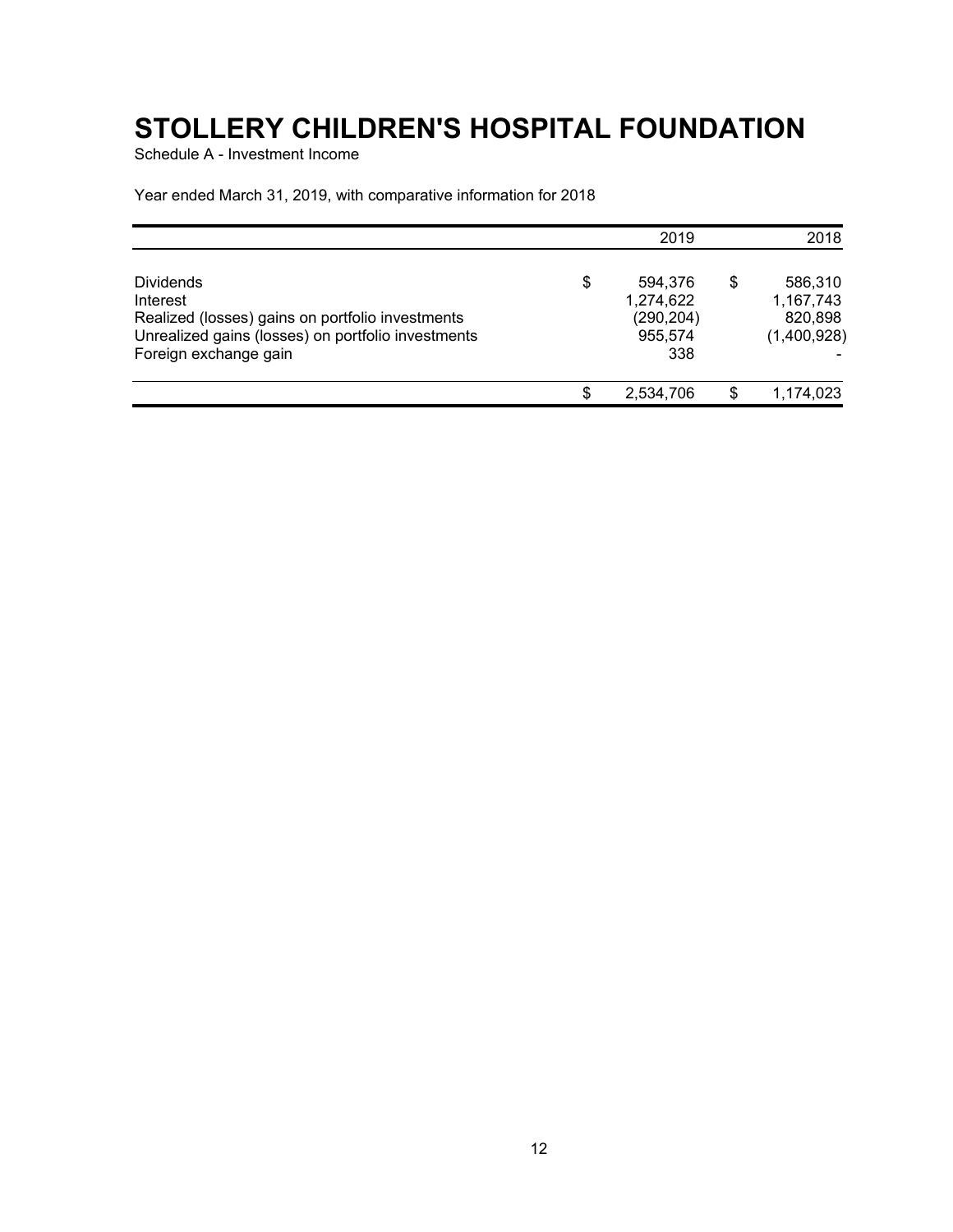# STOLLERY CHILDREN'S HOSPITAL FOUNDATION

Schedule A - Investment Income

Year ended March 31, 2019, with comparative information for 2018

| | 2019 | 2018 |
|---|---|---|
| Dividends | $ 594,376 | $ 586,310 |
| Interest | 1,274,622 | 1,167,743 |
| Realized (losses) gains on portfolio investments | (290,204) | 820,898 |
| Unrealized gains (losses) on portfolio investments | 955,574 | (1,400,928) |
| Foreign exchange gain | 338 | - |
| | $ 2,534,706 | $ 1,174,023 |